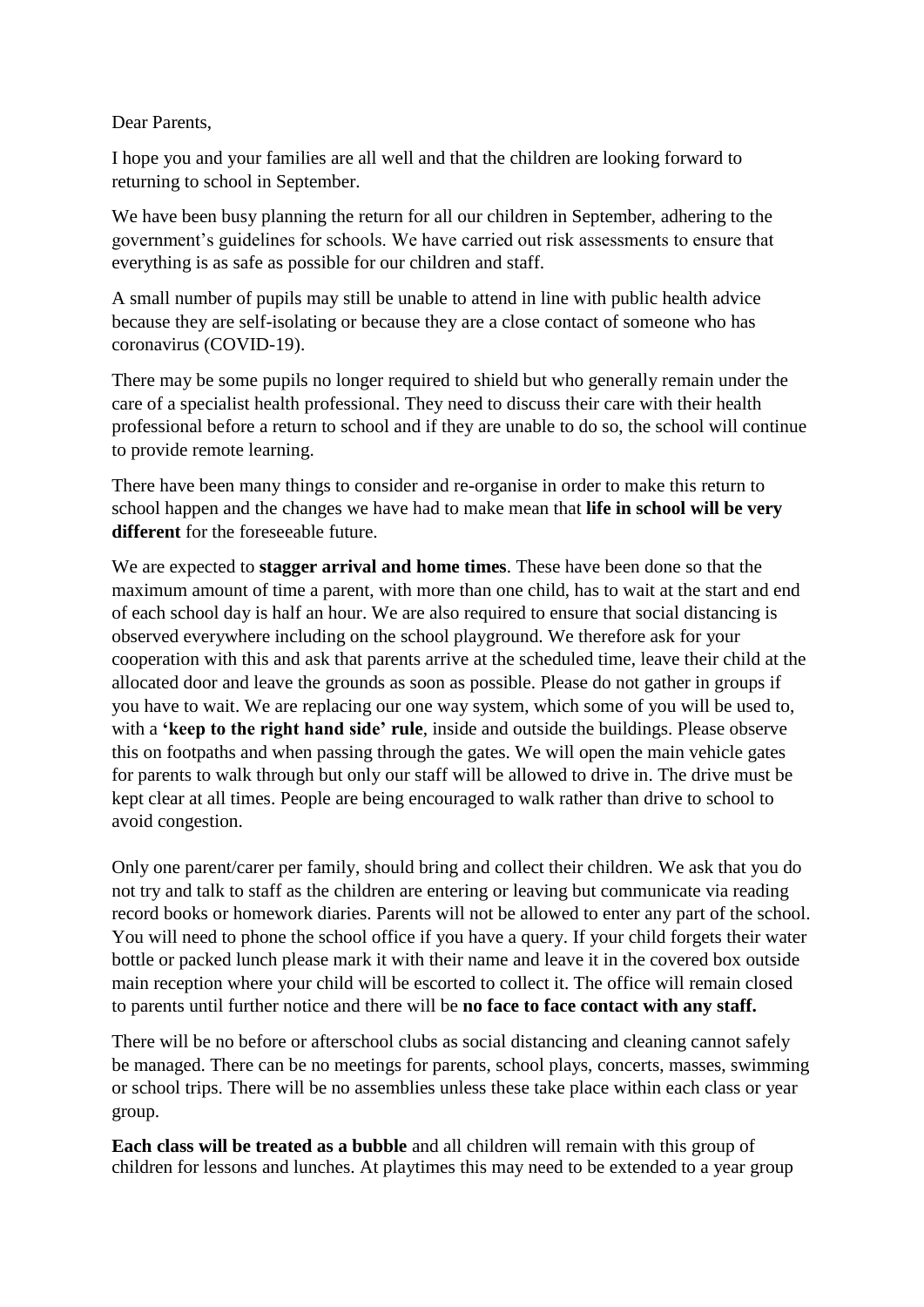Dear Parents,

I hope you and your families are all well and that the children are looking forward to returning to school in September.

We have been busy planning the return for all our children in September, adhering to the government's guidelines for schools. We have carried out risk assessments to ensure that everything is as safe as possible for our children and staff.

A small number of pupils may still be unable to attend in line with public health advice because they are self-isolating or because they are a close contact of someone who has coronavirus (COVID-19).

There may be some pupils no longer required to shield but who generally remain under the care of a specialist health professional. They need to discuss their care with their health professional before a return to school and if they are unable to do so, the school will continue to provide remote learning.

There have been many things to consider and re-organise in order to make this return to school happen and the changes we have had to make mean that **life in school will be very different** for the foreseeable future.

We are expected to **stagger arrival and home times**. These have been done so that the maximum amount of time a parent, with more than one child, has to wait at the start and end of each school day is half an hour. We are also required to ensure that social distancing is observed everywhere including on the school playground. We therefore ask for your cooperation with this and ask that parents arrive at the scheduled time, leave their child at the allocated door and leave the grounds as soon as possible. Please do not gather in groups if you have to wait. We are replacing our one way system, which some of you will be used to, with a **'keep to the right hand side' rule**, inside and outside the buildings. Please observe this on footpaths and when passing through the gates. We will open the main vehicle gates for parents to walk through but only our staff will be allowed to drive in. The drive must be kept clear at all times. People are being encouraged to walk rather than drive to school to avoid congestion.

Only one parent/carer per family, should bring and collect their children. We ask that you do not try and talk to staff as the children are entering or leaving but communicate via reading record books or homework diaries. Parents will not be allowed to enter any part of the school. You will need to phone the school office if you have a query. If your child forgets their water bottle or packed lunch please mark it with their name and leave it in the covered box outside main reception where your child will be escorted to collect it. The office will remain closed to parents until further notice and there will be **no face to face contact with any staff.**

There will be no before or afterschool clubs as social distancing and cleaning cannot safely be managed. There can be no meetings for parents, school plays, concerts, masses, swimming or school trips. There will be no assemblies unless these take place within each class or year group.

**Each class will be treated as a bubble** and all children will remain with this group of children for lessons and lunches. At playtimes this may need to be extended to a year group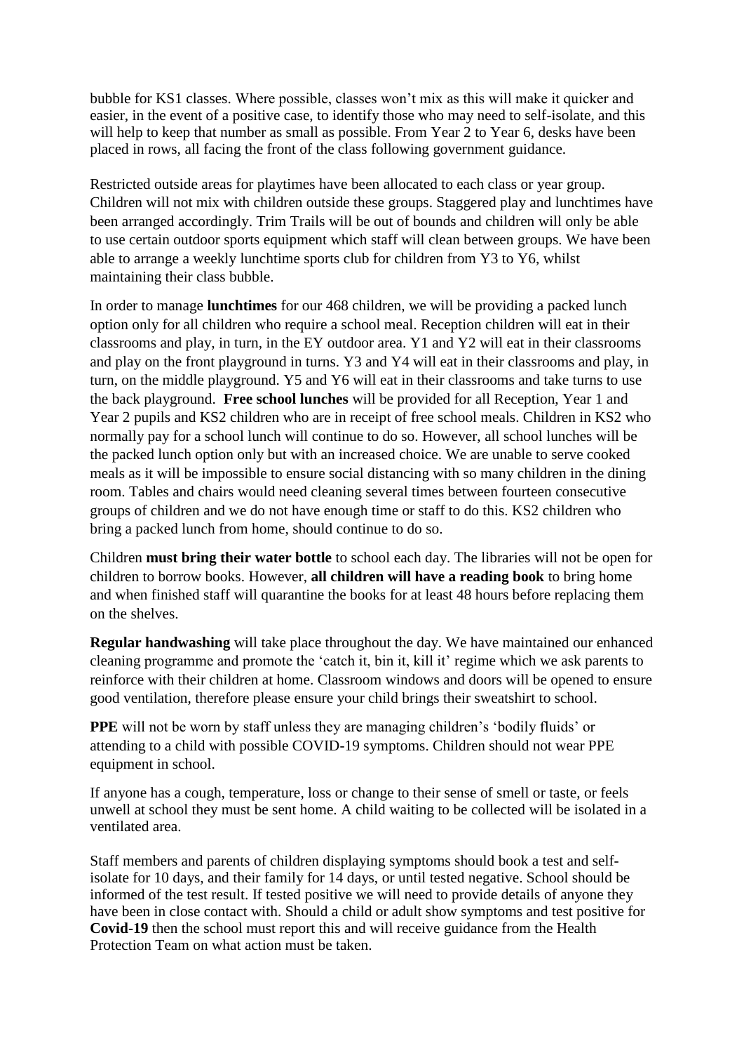bubble for KS1 classes. Where possible, classes won't mix as this will make it quicker and easier, in the event of a positive case, to identify those who may need to self-isolate, and this will help to keep that number as small as possible. From Year 2 to Year 6, desks have been placed in rows, all facing the front of the class following government guidance.

Restricted outside areas for playtimes have been allocated to each class or year group. Children will not mix with children outside these groups. Staggered play and lunchtimes have been arranged accordingly. Trim Trails will be out of bounds and children will only be able to use certain outdoor sports equipment which staff will clean between groups. We have been able to arrange a weekly lunchtime sports club for children from Y3 to Y6, whilst maintaining their class bubble.

In order to manage **lunchtimes** for our 468 children, we will be providing a packed lunch option only for all children who require a school meal. Reception children will eat in their classrooms and play, in turn, in the EY outdoor area. Y1 and Y2 will eat in their classrooms and play on the front playground in turns. Y3 and Y4 will eat in their classrooms and play, in turn, on the middle playground. Y5 and Y6 will eat in their classrooms and take turns to use the back playground. **Free school lunches** will be provided for all Reception, Year 1 and Year 2 pupils and KS2 children who are in receipt of free school meals. Children in KS2 who normally pay for a school lunch will continue to do so. However, all school lunches will be the packed lunch option only but with an increased choice. We are unable to serve cooked meals as it will be impossible to ensure social distancing with so many children in the dining room. Tables and chairs would need cleaning several times between fourteen consecutive groups of children and we do not have enough time or staff to do this. KS2 children who bring a packed lunch from home, should continue to do so.

Children **must bring their water bottle** to school each day. The libraries will not be open for children to borrow books. However, **all children will have a reading book** to bring home and when finished staff will quarantine the books for at least 48 hours before replacing them on the shelves.

**Regular handwashing** will take place throughout the day. We have maintained our enhanced cleaning programme and promote the 'catch it, bin it, kill it' regime which we ask parents to reinforce with their children at home. Classroom windows and doors will be opened to ensure good ventilation, therefore please ensure your child brings their sweatshirt to school.

**PPE** will not be worn by staff unless they are managing children's 'bodily fluids' or attending to a child with possible COVID-19 symptoms. Children should not wear PPE equipment in school.

If anyone has a cough, temperature, loss or change to their sense of smell or taste, or feels unwell at school they must be sent home. A child waiting to be collected will be isolated in a ventilated area.

Staff members and parents of children displaying symptoms should book a test and self-isolate for 10 days, and their family for 14 days, or until tested negative. School should be informed of the test result. If tested positive we will need to provide details of anyone they have been in close contact with. Should a child or adult show symptoms and test positive for **Covid-19** then the school must report this and will receive guidance from the Health Protection Team on what action must be taken.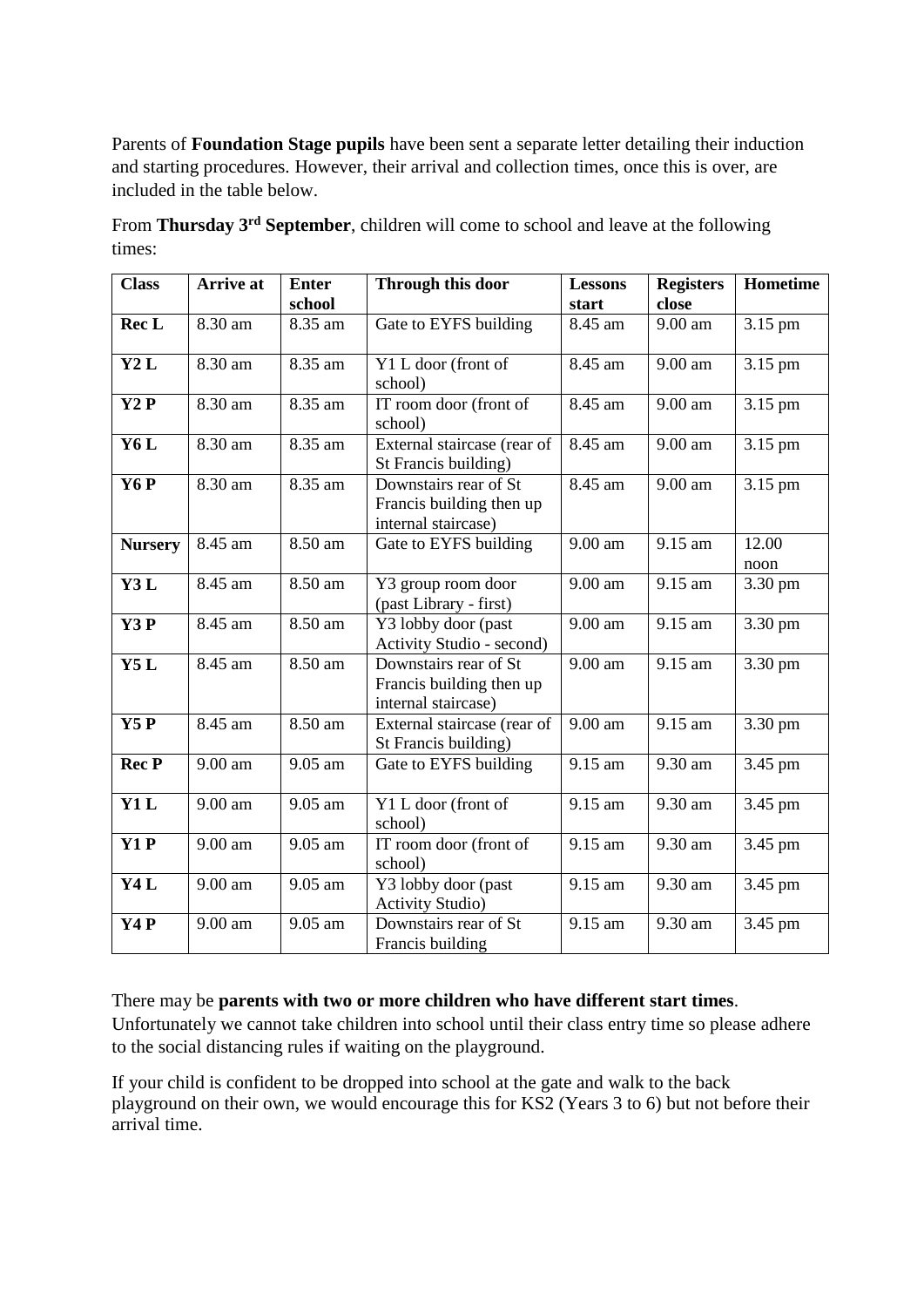Parents of **Foundation Stage pupils** have been sent a separate letter detailing their induction and starting procedures. However, their arrival and collection times, once this is over, are included in the table below.

From **Thursday 3rd September**, children will come to school and leave at the following times:

| Class | Arrive at | Enter school | Through this door | Lessons start | Registers close | Hometime |
|---|---|---|---|---|---|---|
| **Rec L** | 8.30 am | 8.35 am | Gate to EYFS building | 8.45 am | 9.00 am | 3.15 pm |
| **Y2 L** | 8.30 am | 8.35 am | Y1 L door (front of school) | 8.45 am | 9.00 am | 3.15 pm |
| **Y2 P** | 8.30 am | 8.35 am | IT room door (front of school) | 8.45 am | 9.00 am | 3.15 pm |
| **Y6 L** | 8.30 am | 8.35 am | External staircase (rear of St Francis building) | 8.45 am | 9.00 am | 3.15 pm |
| **Y6 P** | 8.30 am | 8.35 am | Downstairs rear of St Francis building then up internal staircase) | 8.45 am | 9.00 am | 3.15 pm |
| **Nursery** | 8.45 am | 8.50 am | Gate to EYFS building | 9.00 am | 9.15 am | 12.00 noon |
| **Y3 L** | 8.45 am | 8.50 am | Y3 group room door (past Library - first) | 9.00 am | 9.15 am | 3.30 pm |
| **Y3 P** | 8.45 am | 8.50 am | Y3 lobby door (past Activity Studio - second) | 9.00 am | 9.15 am | 3.30 pm |
| **Y5 L** | 8.45 am | 8.50 am | Downstairs rear of St Francis building then up internal staircase) | 9.00 am | 9.15 am | 3.30 pm |
| **Y5 P** | 8.45 am | 8.50 am | External staircase (rear of St Francis building) | 9.00 am | 9.15 am | 3.30 pm |
| **Rec P** | 9.00 am | 9.05 am | Gate to EYFS building | 9.15 am | 9.30 am | 3.45 pm |
| **Y1 L** | 9.00 am | 9.05 am | Y1 L door (front of school) | 9.15 am | 9.30 am | 3.45 pm |
| **Y1 P** | 9.00 am | 9.05 am | IT room door (front of school) | 9.15 am | 9.30 am | 3.45 pm |
| **Y4 L** | 9.00 am | 9.05 am | Y3 lobby door (past Activity Studio) | 9.15 am | 9.30 am | 3.45 pm |
| **Y4 P** | 9.00 am | 9.05 am | Downstairs rear of St Francis building | 9.15 am | 9.30 am | 3.45 pm |

There may be **parents with two or more children who have different start times**. Unfortunately we cannot take children into school until their class entry time so please adhere to the social distancing rules if waiting on the playground.

If your child is confident to be dropped into school at the gate and walk to the back playground on their own, we would encourage this for KS2 (Years 3 to 6) but not before their arrival time.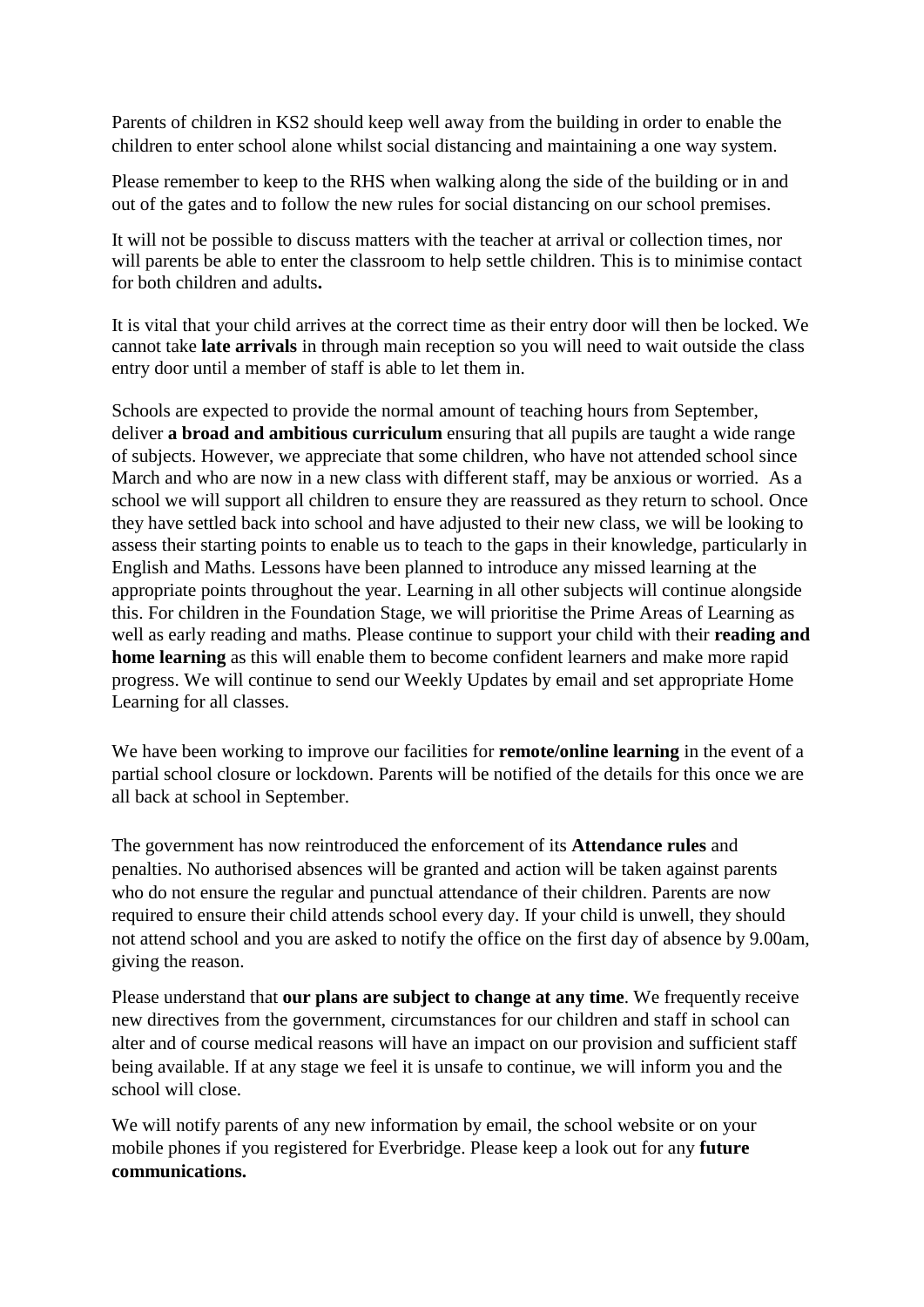Parents of children in KS2 should keep well away from the building in order to enable the children to enter school alone whilst social distancing and maintaining a one way system.

Please remember to keep to the RHS when walking along the side of the building or in and out of the gates and to follow the new rules for social distancing on our school premises.

It will not be possible to discuss matters with the teacher at arrival or collection times, nor will parents be able to enter the classroom to help settle children. This is to minimise contact for both children and adults**.**

It is vital that your child arrives at the correct time as their entry door will then be locked. We cannot take **late arrivals** in through main reception so you will need to wait outside the class entry door until a member of staff is able to let them in.

Schools are expected to provide the normal amount of teaching hours from September, deliver **a broad and ambitious curriculum** ensuring that all pupils are taught a wide range of subjects. However, we appreciate that some children, who have not attended school since March and who are now in a new class with different staff, may be anxious or worried. As a school we will support all children to ensure they are reassured as they return to school. Once they have settled back into school and have adjusted to their new class, we will be looking to assess their starting points to enable us to teach to the gaps in their knowledge, particularly in English and Maths. Lessons have been planned to introduce any missed learning at the appropriate points throughout the year. Learning in all other subjects will continue alongside this. For children in the Foundation Stage, we will prioritise the Prime Areas of Learning as well as early reading and maths. Please continue to support your child with their **reading and home learning** as this will enable them to become confident learners and make more rapid progress. We will continue to send our Weekly Updates by email and set appropriate Home Learning for all classes.

We have been working to improve our facilities for **remote/online learning** in the event of a partial school closure or lockdown. Parents will be notified of the details for this once we are all back at school in September.

The government has now reintroduced the enforcement of its **Attendance rules** and penalties. No authorised absences will be granted and action will be taken against parents who do not ensure the regular and punctual attendance of their children. Parents are now required to ensure their child attends school every day. If your child is unwell, they should not attend school and you are asked to notify the office on the first day of absence by 9.00am, giving the reason.

Please understand that **our plans are subject to change at any time**. We frequently receive new directives from the government, circumstances for our children and staff in school can alter and of course medical reasons will have an impact on our provision and sufficient staff being available. If at any stage we feel it is unsafe to continue, we will inform you and the school will close.

We will notify parents of any new information by email, the school website or on your mobile phones if you registered for Everbridge. Please keep a look out for any **future communications.**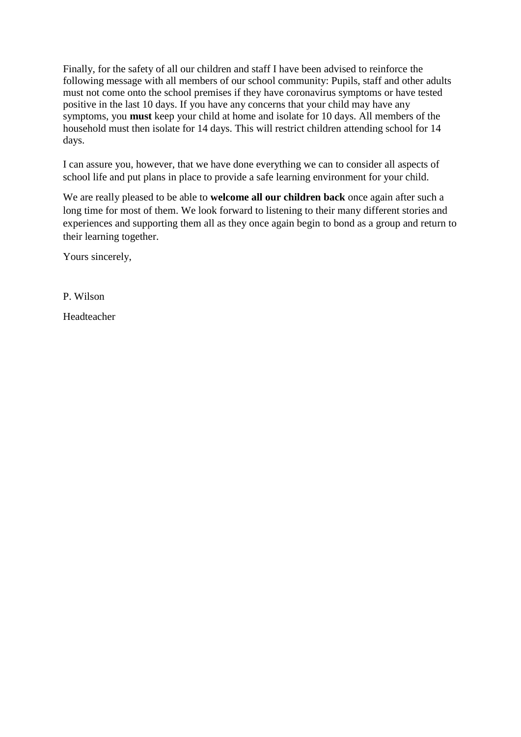Finally, for the safety of all our children and staff I have been advised to reinforce the following message with all members of our school community: Pupils, staff and other adults must not come onto the school premises if they have coronavirus symptoms or have tested positive in the last 10 days. If you have any concerns that your child may have any symptoms, you **must** keep your child at home and isolate for 10 days. All members of the household must then isolate for 14 days. This will restrict children attending school for 14 days.

I can assure you, however, that we have done everything we can to consider all aspects of school life and put plans in place to provide a safe learning environment for your child.

We are really pleased to be able to **welcome all our children back** once again after such a long time for most of them. We look forward to listening to their many different stories and experiences and supporting them all as they once again begin to bond as a group and return to their learning together.

Yours sincerely,

P. Wilson

Headteacher